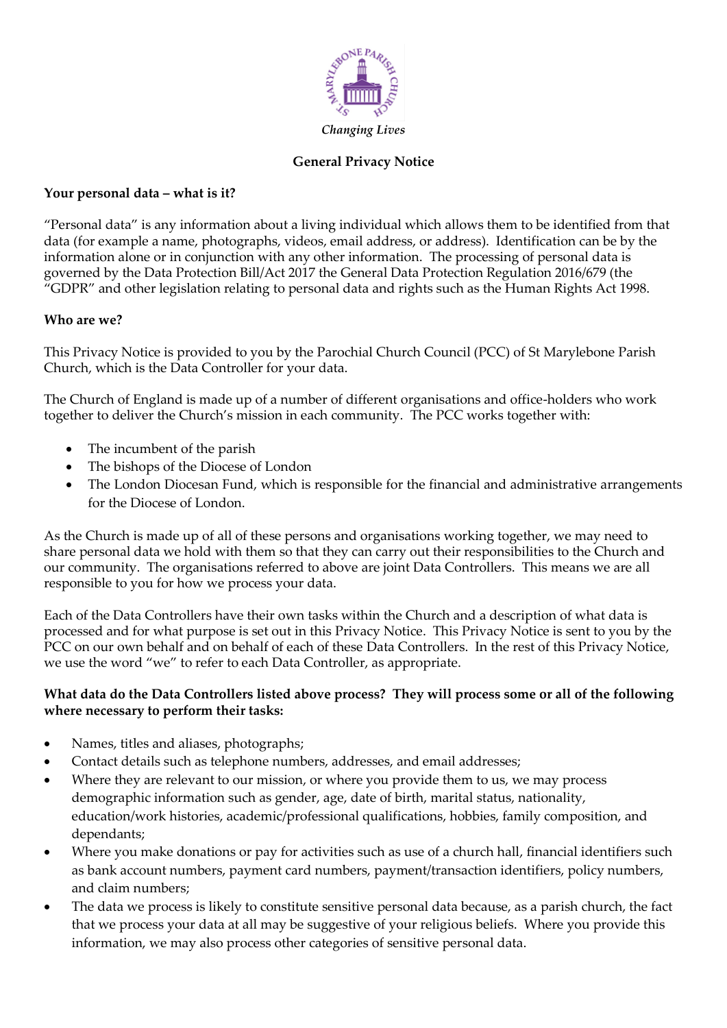*Changing Lives*

# General Privacy Notice

**Your personal data – what is it?**

"Personal data" is any information about a living individual which allows them to be identified from that data (for example a name, photographs, videos, email address, or address). Identification can be by the information alone or in conjunction with any other information. The processing of personal data is governed by the Data Protection Bill/Act 2017 the General Data Protection Regulation 2016/679 (the "GDPR" and other legislation relating to personal data and rights such as the Human Rights Act 1998.

**Who are we?**

This Privacy Notice is provided to you by the Parochial Church Council (PCC) of St Marylebone Parish Church, which is the Data Controller for your data.

The Church of England is made up of a number of different organisations and office-holders who work together to deliver the Church's mission in each community. The PCC works together with:

- The incumbent of the parish
- The bishops of the Diocese of London
- The London Diocesan Fund, which is responsible for the financial and administrative arrangements for the Diocese of London.

As the Church is made up of all of these persons and organisations working together, we may need to share personal data we hold with them so that they can carry out their responsibilities to the Church and our community. The organisations referred to above are joint Data Controllers. This means we are all responsible to you for how we process your data.

Each of the Data Controllers have their own tasks within the Church and a description of what data is processed and for what purpose is set out in this Privacy Notice. This Privacy Notice is sent to you by the PCC on our own behalf and on behalf of each of these Data Controllers. In the rest of this Privacy Notice, we use the word "we" to refer to each Data Controller, as appropriate.

**What data do the Data Controllers listed above process? They will process some or all of the following where necessary to perform their tasks:**

- Names, titles and aliases, photographs;
- Contact details such as telephone numbers, addresses, and email addresses;
- Where they are relevant to our mission, or where you provide them to us, we may process demographic information such as gender, age, date of birth, marital status, nationality, education/work histories, academic/professional qualifications, hobbies, family composition, and dependants;
- Where you make donations or pay for activities such as use of a church hall, financial identifiers such as bank account numbers, payment card numbers, payment/transaction identifiers, policy numbers, and claim numbers;
- The data we process is likely to constitute sensitive personal data because, as a parish church, the fact that we process your data at all may be suggestive of your religious beliefs. Where you provide this information, we may also process other categories of sensitive personal data.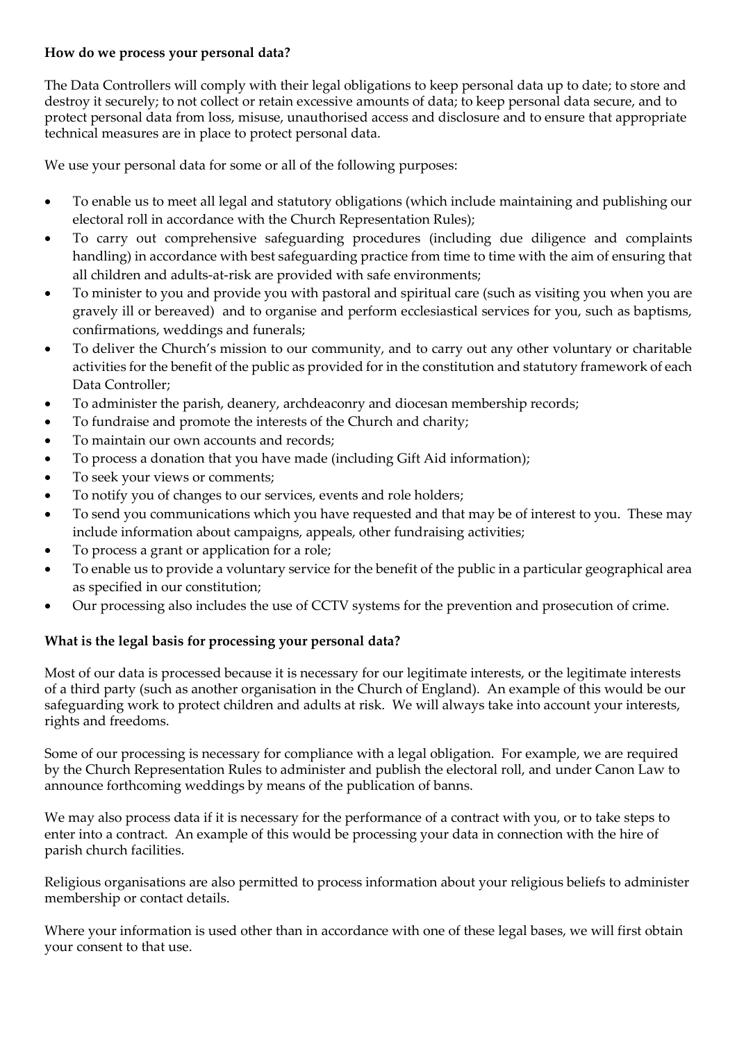**How do we process your personal data?**

The Data Controllers will comply with their legal obligations to keep personal data up to date; to store and destroy it securely; to not collect or retain excessive amounts of data; to keep personal data secure, and to protect personal data from loss, misuse, unauthorised access and disclosure and to ensure that appropriate technical measures are in place to protect personal data.

We use your personal data for some or all of the following purposes:

- To enable us to meet all legal and statutory obligations (which include maintaining and publishing our electoral roll in accordance with the Church Representation Rules);
- To carry out comprehensive safeguarding procedures (including due diligence and complaints handling) in accordance with best safeguarding practice from time to time with the aim of ensuring that all children and adults-at-risk are provided with safe environments;
- To minister to you and provide you with pastoral and spiritual care (such as visiting you when you are gravely ill or bereaved) and to organise and perform ecclesiastical services for you, such as baptisms, confirmations, weddings and funerals;
- To deliver the Church's mission to our community, and to carry out any other voluntary or charitable activities for the benefit of the public as provided for in the constitution and statutory framework of each Data Controller;
- To administer the parish, deanery, archdeaconry and diocesan membership records;
- To fundraise and promote the interests of the Church and charity;
- To maintain our own accounts and records;
- To process a donation that you have made (including Gift Aid information);
- To seek your views or comments;
- To notify you of changes to our services, events and role holders;
- To send you communications which you have requested and that may be of interest to you. These may include information about campaigns, appeals, other fundraising activities;
- To process a grant or application for a role;
- To enable us to provide a voluntary service for the benefit of the public in a particular geographical area as specified in our constitution;
- Our processing also includes the use of CCTV systems for the prevention and prosecution of crime.

**What is the legal basis for processing your personal data?**

Most of our data is processed because it is necessary for our legitimate interests, or the legitimate interests of a third party (such as another organisation in the Church of England). An example of this would be our safeguarding work to protect children and adults at risk. We will always take into account your interests, rights and freedoms.

Some of our processing is necessary for compliance with a legal obligation. For example, we are required by the Church Representation Rules to administer and publish the electoral roll, and under Canon Law to announce forthcoming weddings by means of the publication of banns.

We may also process data if it is necessary for the performance of a contract with you, or to take steps to enter into a contract. An example of this would be processing your data in connection with the hire of parish church facilities.

Religious organisations are also permitted to process information about your religious beliefs to administer membership or contact details.

Where your information is used other than in accordance with one of these legal bases, we will first obtain your consent to that use.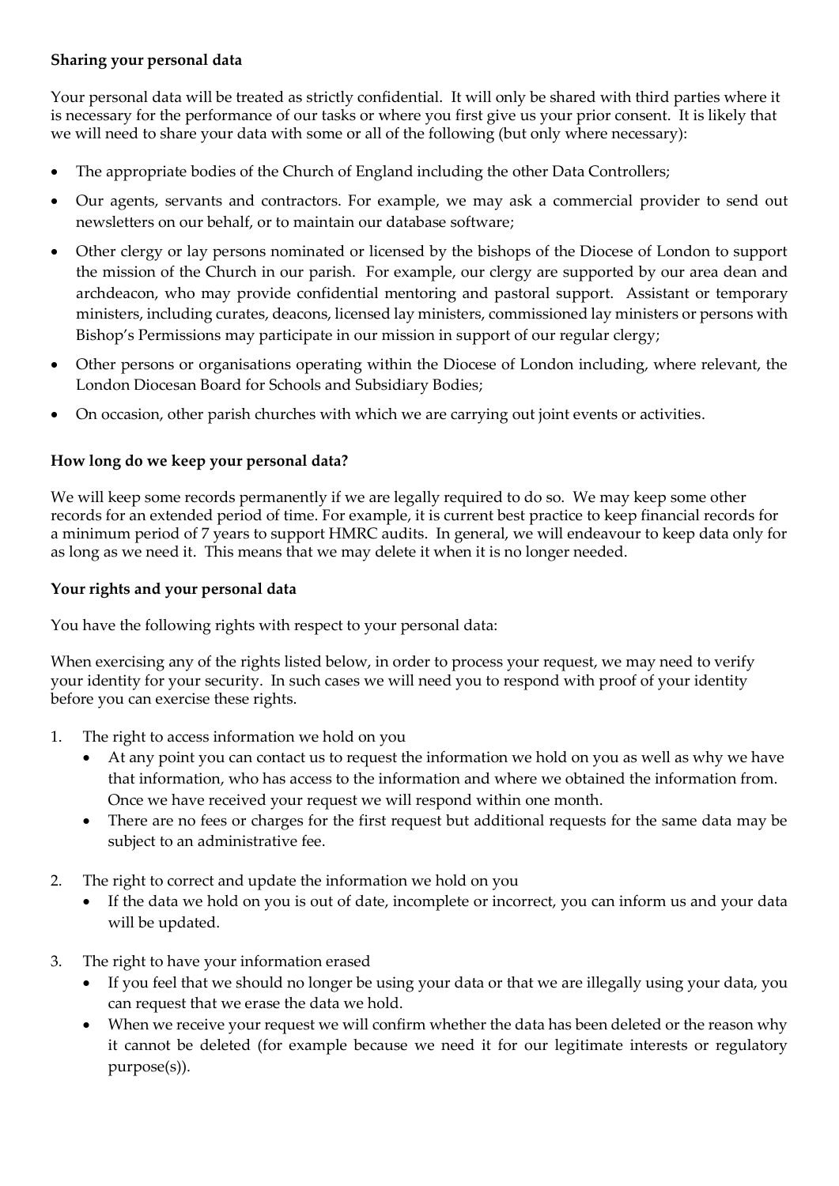**Sharing your personal data**

Your personal data will be treated as strictly confidential. It will only be shared with third parties where it is necessary for the performance of our tasks or where you first give us your prior consent. It is likely that we will need to share your data with some or all of the following (but only where necessary):

- The appropriate bodies of the Church of England including the other Data Controllers;
- Our agents, servants and contractors. For example, we may ask a commercial provider to send out newsletters on our behalf, or to maintain our database software;
- Other clergy or lay persons nominated or licensed by the bishops of the Diocese of London to support the mission of the Church in our parish. For example, our clergy are supported by our area dean and archdeacon, who may provide confidential mentoring and pastoral support. Assistant or temporary ministers, including curates, deacons, licensed lay ministers, commissioned lay ministers or persons with Bishop's Permissions may participate in our mission in support of our regular clergy;
- Other persons or organisations operating within the Diocese of London including, where relevant, the London Diocesan Board for Schools and Subsidiary Bodies;
- On occasion, other parish churches with which we are carrying out joint events or activities.

**How long do we keep your personal data?**

We will keep some records permanently if we are legally required to do so. We may keep some other records for an extended period of time. For example, it is current best practice to keep financial records for a minimum period of 7 years to support HMRC audits. In general, we will endeavour to keep data only for as long as we need it. This means that we may delete it when it is no longer needed.

**Your rights and your personal data**

You have the following rights with respect to your personal data:

When exercising any of the rights listed below, in order to process your request, we may need to verify your identity for your security. In such cases we will need you to respond with proof of your identity before you can exercise these rights.

1. The right to access information we hold on you
   - At any point you can contact us to request the information we hold on you as well as why we have that information, who has access to the information and where we obtained the information from. Once we have received your request we will respond within one month.
   - There are no fees or charges for the first request but additional requests for the same data may be subject to an administrative fee.
2. The right to correct and update the information we hold on you
   - If the data we hold on you is out of date, incomplete or incorrect, you can inform us and your data will be updated.
3. The right to have your information erased
   - If you feel that we should no longer be using your data or that we are illegally using your data, you can request that we erase the data we hold.
   - When we receive your request we will confirm whether the data has been deleted or the reason why it cannot be deleted (for example because we need it for our legitimate interests or regulatory purpose(s)).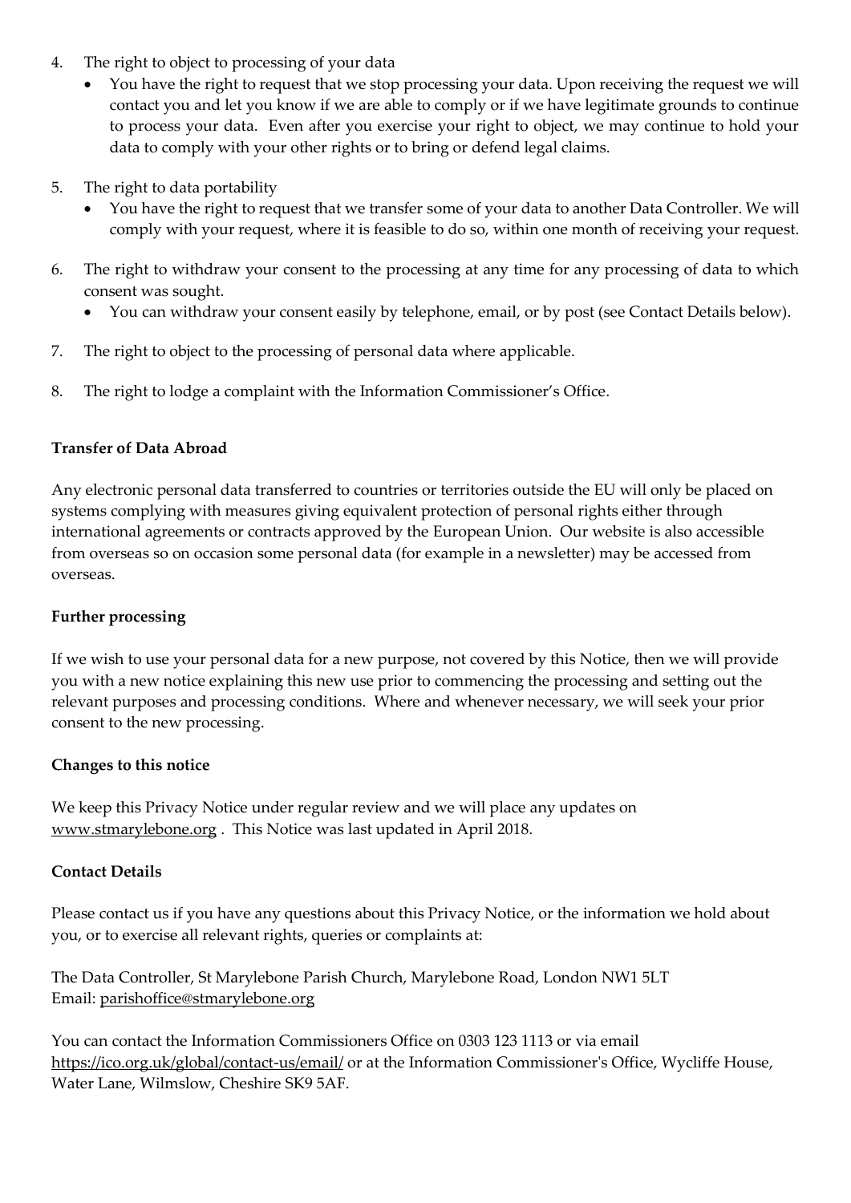4. The right to object to processing of your data
    - You have the right to request that we stop processing your data. Upon receiving the request we will contact you and let you know if we are able to comply or if we have legitimate grounds to continue to process your data. Even after you exercise your right to object, we may continue to hold your data to comply with your other rights or to bring or defend legal claims.

5. The right to data portability
    - You have the right to request that we transfer some of your data to another Data Controller. We will comply with your request, where it is feasible to do so, within one month of receiving your request.

6. The right to withdraw your consent to the processing at any time for any processing of data to which consent was sought.
    - You can withdraw your consent easily by telephone, email, or by post (see Contact Details below).

7. The right to object to the processing of personal data where applicable.

8. The right to lodge a complaint with the Information Commissioner's Office.

**Transfer of Data Abroad**

Any electronic personal data transferred to countries or territories outside the EU will only be placed on systems complying with measures giving equivalent protection of personal rights either through international agreements or contracts approved by the European Union. Our website is also accessible from overseas so on occasion some personal data (for example in a newsletter) may be accessed from overseas.

**Further processing**

If we wish to use your personal data for a new purpose, not covered by this Notice, then we will provide you with a new notice explaining this new use prior to commencing the processing and setting out the relevant purposes and processing conditions. Where and whenever necessary, we will seek your prior consent to the new processing.

**Changes to this notice**

We keep this Privacy Notice under regular review and we will place any updates on www.stmarylebone.org . This Notice was last updated in April 2018.

**Contact Details**

Please contact us if you have any questions about this Privacy Notice, or the information we hold about you, or to exercise all relevant rights, queries or complaints at:

The Data Controller, St Marylebone Parish Church, Marylebone Road, London NW1 5LT
Email: parishoffice@stmarylebone.org

You can contact the Information Commissioners Office on 0303 123 1113 or via email https://ico.org.uk/global/contact-us/email/ or at the Information Commissioner's Office, Wycliffe House, Water Lane, Wilmslow, Cheshire SK9 5AF.